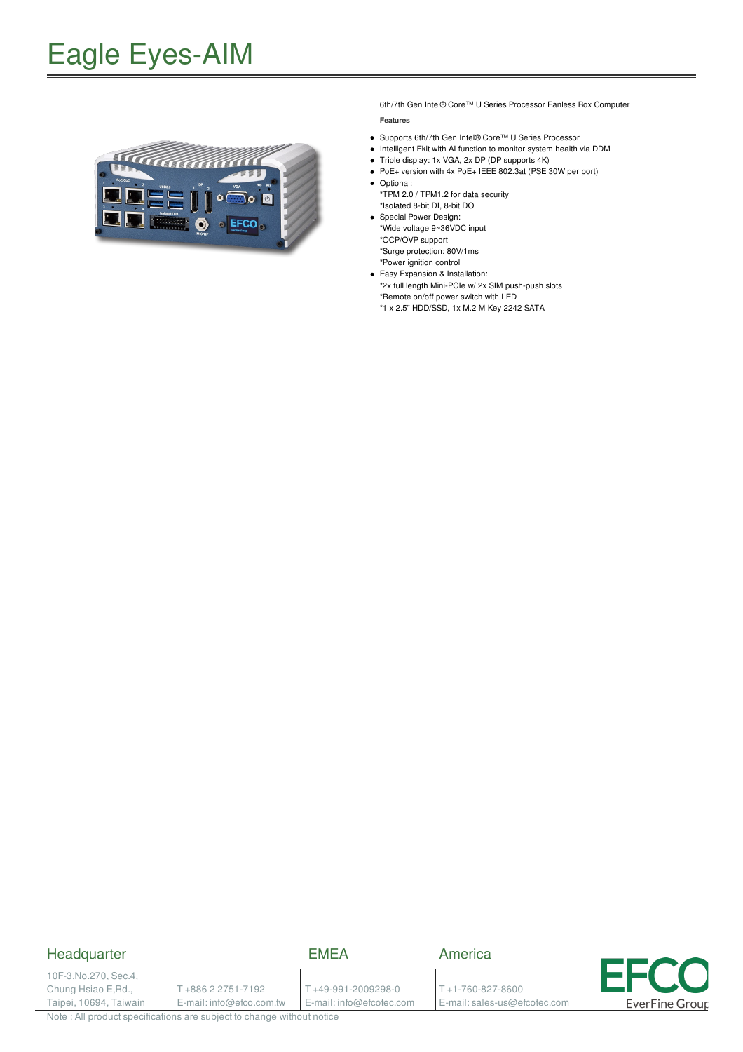# Eagle Eyes-AIM

6th/7th Gen Intel® Core™ U Series Processor Fanless Box Computer

**Features**

- Supports 6th/7th Gen Intel® Core™ U Series Processor
- Intelligent Ekit with AI function to monitor system health via DDM
- Triple display: 1x VGA, 2x DP (DP supports 4K)
- PoE+ version with 4x PoE+ IEEE 802.3at (PSE 30W per port)
- Optional:
  *TPM 2.0 / TPM1.2 for data security
  *Isolated 8-bit DI, 8-bit DO
- Special Power Design:
  *Wide voltage 9~36VDC input
  *OCP/OVP support
  *Surge protection: 80V/1ms
  *Power ignition control
- Easy Expansion & Installation:
  *2x full length Mini-PCIe w/ 2x SIM push-push slots
  *Remote on/off power switch with LED
  *1 x 2.5" HDD/SSD, 1x M.2 M Key 2242 SATA

## Headquarter

10F-3,No.270, Sec.4,
Chung Hsiao E,Rd.,
Taipei, 10694, Taiwain

T +886 2 2751-7192
E-mail: info@efco.com.tw

## EMEA

T +49-991-2009298-0
E-mail: info@efcotec.com

## America

T +1-760-827-8600
E-mail: sales-us@efcotec.com

EFCO EverFine Group

Note : All product specifications are subject to change without notice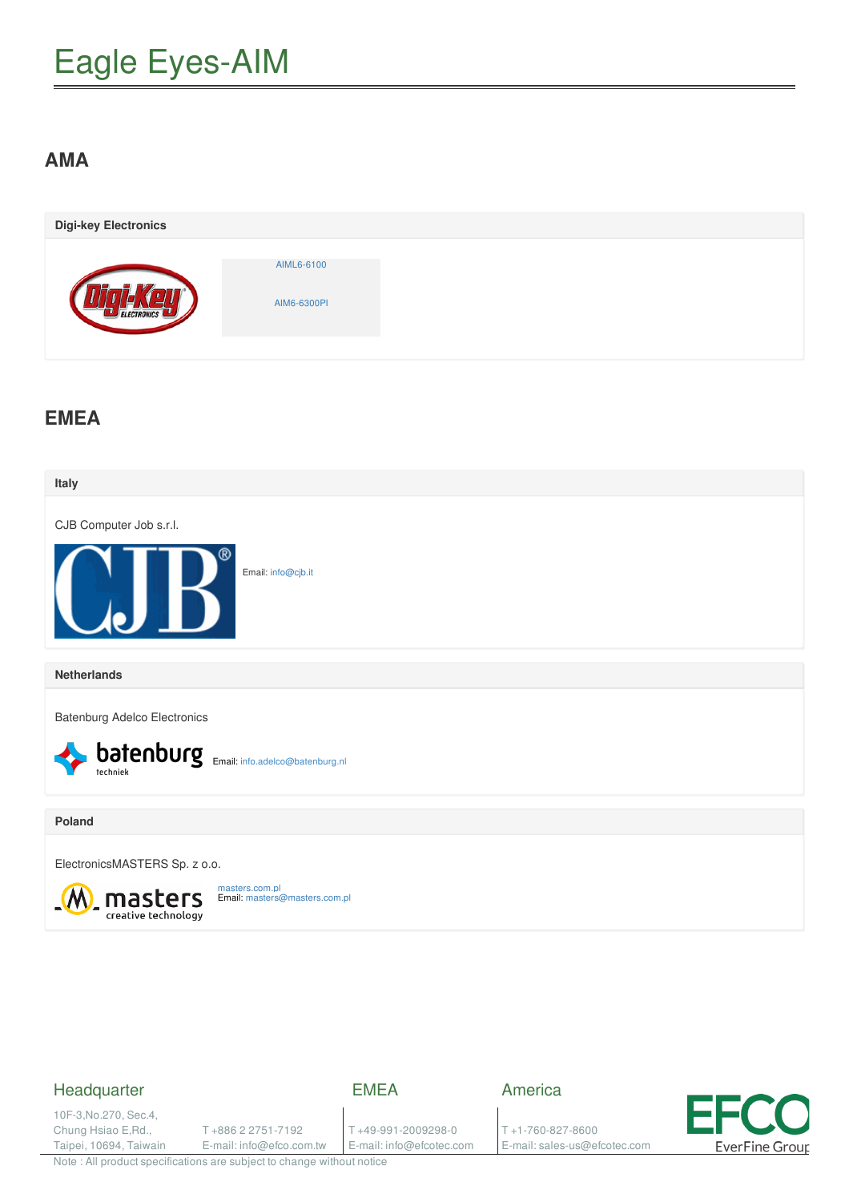# Eagle Eyes-AIM

## AMA

### Digi-key Electronics

AIML6-6100

AIM6-6300PI

## EMEA

### Italy

CJB Computer Job s.r.l.

Email: info@cjb.it

### Netherlands

Batenburg Adelco Electronics

Email: info.adelco@batenburg.nl

### Poland

ElectronicsMASTERS Sp. z o.o.

masters.com.pl
Email: masters@masters.com.pl

Headquarter

10F-3,No.270, Sec.4,
Chung Hsiao E,Rd.,
Taipei, 10694, Taiwan

T +886 2 2751-7192
E-mail: info@efco.com.tw

EMEA

T +49-991-2009298-0
E-mail: info@efcotec.com

America

T +1-760-827-8600
E-mail: sales-us@efcotec.com

Note : All product specifications are subject to change without notice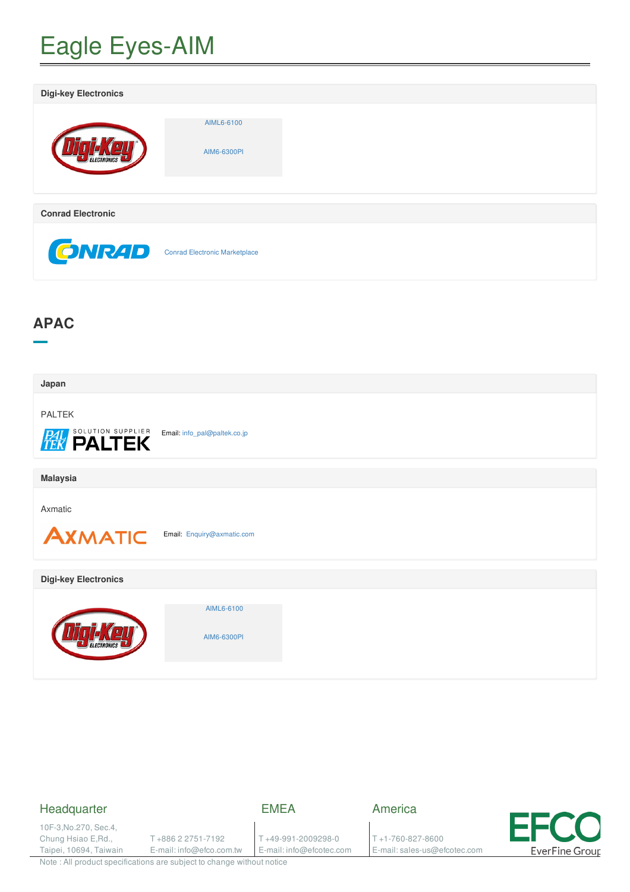# Eagle Eyes-AIM

### Digi-key Electronics

AIML6-6100

AIM6-6300PI

### Conrad Electronic

Conrad Electronic Marketplace

## APAC

### Japan

PALTEK

Email: info_pal@paltek.co.jp

### Malaysia

Axmatic

Email: Enquiry@axmatic.com

### Digi-key Electronics

AIML6-6100

AIM6-6300PI

Headquarter

10F-3,No.270, Sec.4, Chung Hsiao E,Rd., Taipei, 10694, Taiwan

T +886 2 2751-7192
E-mail: info@efco.com.tw

EMEA

T +49-991-2009298-0
E-mail: info@efcotec.com

America

T +1-760-827-8600
E-mail: sales-us@efcotec.com

Note : All product specifications are subject to change without notice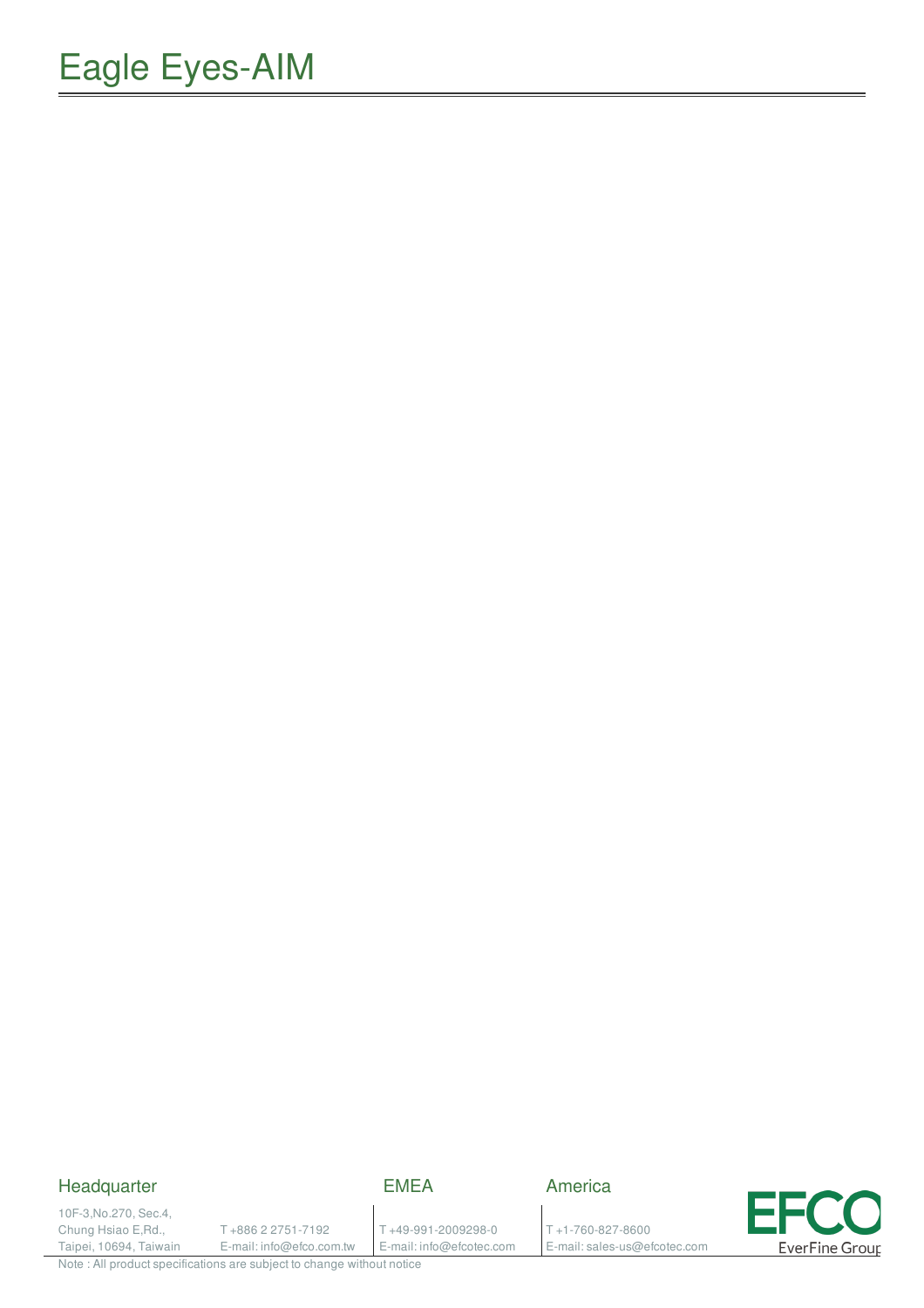# Eagle Eyes-AIM

| Headquarter | | EMEA | America |
|---|---|---|---|
| 10F-3,No.270, Sec.4, Chung Hsiao E,Rd., Taipei, 10694, Taiwain | T +886 2 2751-7192<br>E-mail: info@efco.com.tw | T +49-991-2009298-0<br>E-mail: info@efcotec.com | T +1-760-827-8600<br>E-mail: sales-us@efcotec.com |

EFCO EverFine Group

Note : All product specifications are subject to change without notice